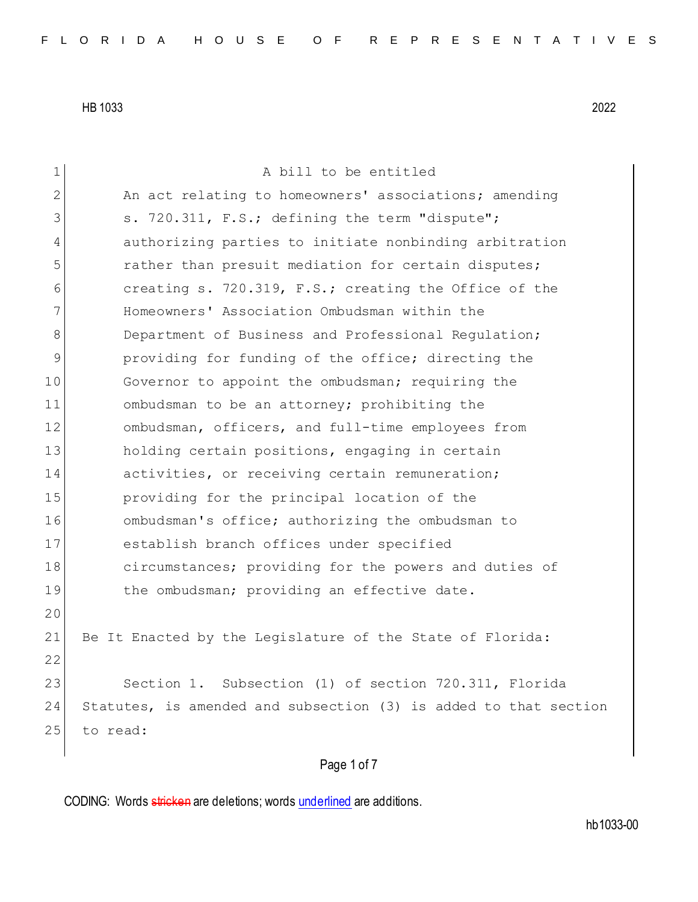HB 1033 2022

A bill to be entitled

An act relating to homeowners' associations; amending s. 720.311, F.S.; defining the term "dispute"; authorizing parties to initiate nonbinding arbitration rather than presuit mediation for certain disputes; creating s. 720.319, F.S.; creating the Office of the Homeowners' Association Ombudsman within the Department of Business and Professional Regulation; providing for funding of the office; directing the Governor to appoint the ombudsman; requiring the ombudsman to be an attorney; prohibiting the ombudsman, officers, and full-time employees from holding certain positions, engaging in certain activities, or receiving certain remuneration; providing for the principal location of the ombudsman's office; authorizing the ombudsman to establish branch offices under specified circumstances; providing for the powers and duties of the ombudsman; providing an effective date.

Be It Enacted by the Legislature of the State of Florida:

Section 1. Subsection (1) of section 720.311, Florida Statutes, is amended and subsection (3) is added to that section to read:

CODING: Words ~~stricken~~ are deletions; words underlined are additions.

hb1033-00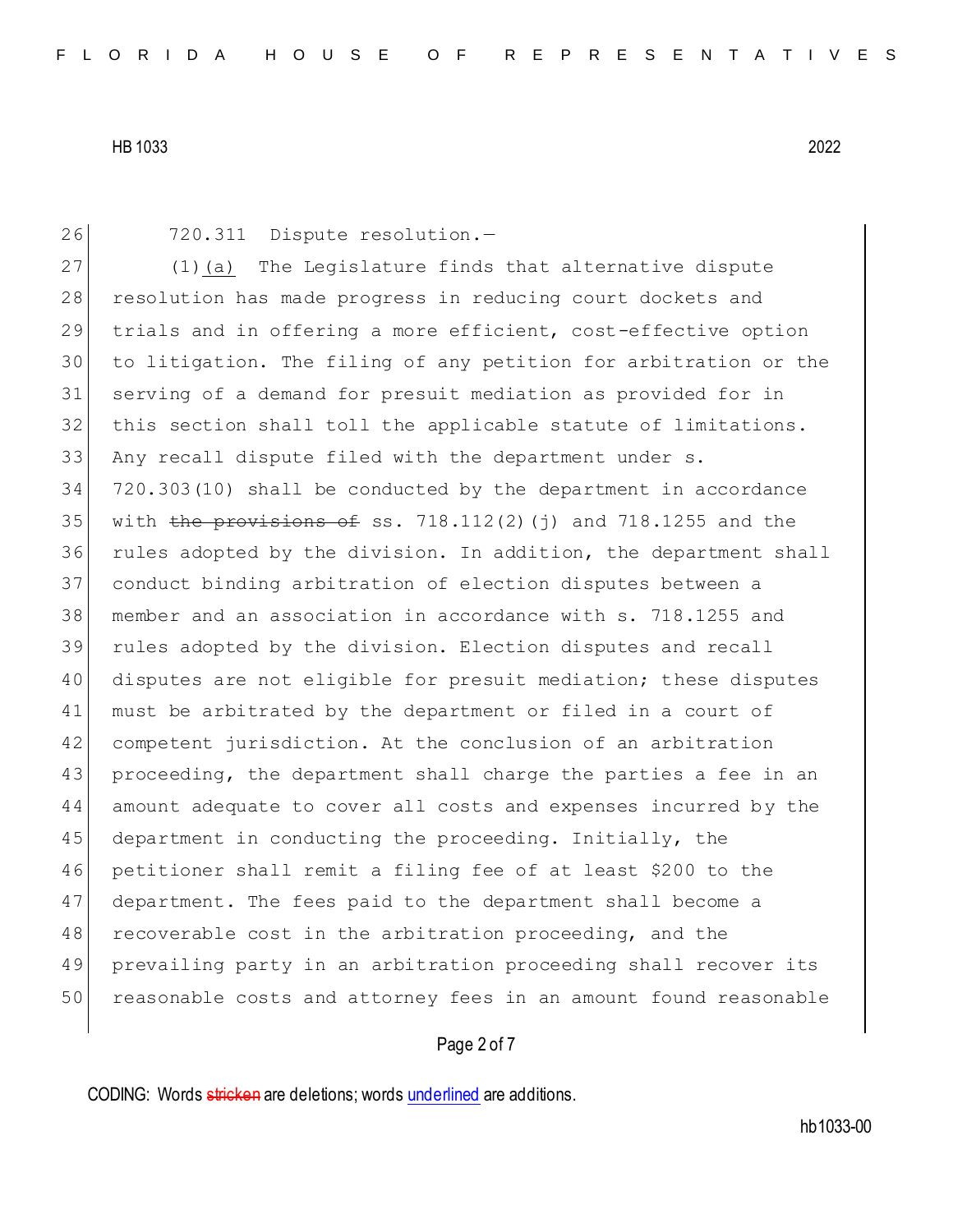720.311 Dispute resolution.—

(1)<u>(a)</u> The Legislature finds that alternative dispute resolution has made progress in reducing court dockets and trials and in offering a more efficient, cost-effective option to litigation. The filing of any petition for arbitration or the serving of a demand for presuit mediation as provided for in this section shall toll the applicable statute of limitations. Any recall dispute filed with the department under s. 720.303(10) shall be conducted by the department in accordance with ~~the provisions of~~ ss. 718.112(2)(j) and 718.1255 and the rules adopted by the division. In addition, the department shall conduct binding arbitration of election disputes between a member and an association in accordance with s. 718.1255 and rules adopted by the division. Election disputes and recall disputes are not eligible for presuit mediation; these disputes must be arbitrated by the department or filed in a court of competent jurisdiction. At the conclusion of an arbitration proceeding, the department shall charge the parties a fee in an amount adequate to cover all costs and expenses incurred by the department in conducting the proceeding. Initially, the petitioner shall remit a filing fee of at least $200 to the department. The fees paid to the department shall become a recoverable cost in the arbitration proceeding, and the prevailing party in an arbitration proceeding shall recover its reasonable costs and attorney fees in an amount found reasonable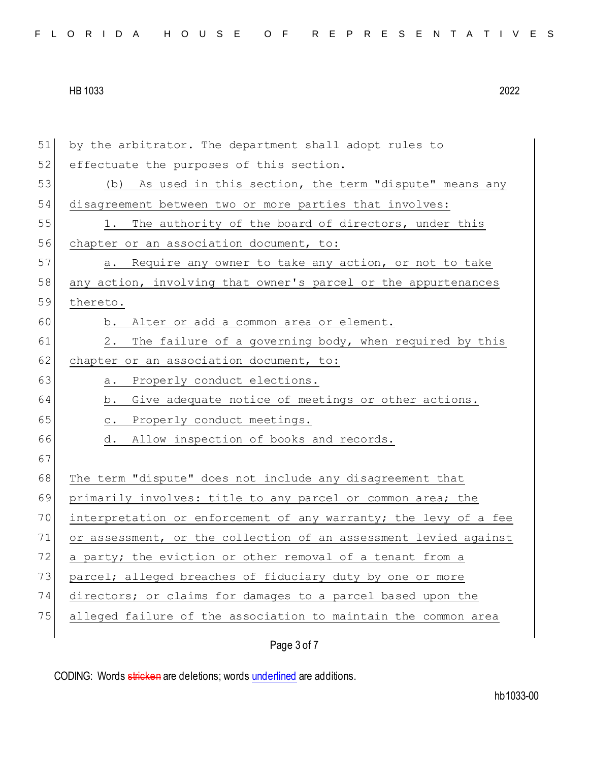by the arbitrator. The department shall adopt rules to effectuate the purposes of this section.

(b) As used in this section, the term "dispute" means any disagreement between two or more parties that involves:

1. The authority of the board of directors, under this chapter or an association document, to:

a. Require any owner to take any action, or not to take any action, involving that owner's parcel or the appurtenances thereto.

b. Alter or add a common area or element.

2. The failure of a governing body, when required by this chapter or an association document, to:

a. Properly conduct elections.

b. Give adequate notice of meetings or other actions.

c. Properly conduct meetings.

d. Allow inspection of books and records.

The term "dispute" does not include any disagreement that primarily involves: title to any parcel or common area; the interpretation or enforcement of any warranty; the levy of a fee or assessment, or the collection of an assessment levied against a party; the eviction or other removal of a tenant from a parcel; alleged breaches of fiduciary duty by one or more directors; or claims for damages to a parcel based upon the alleged failure of the association to maintain the common area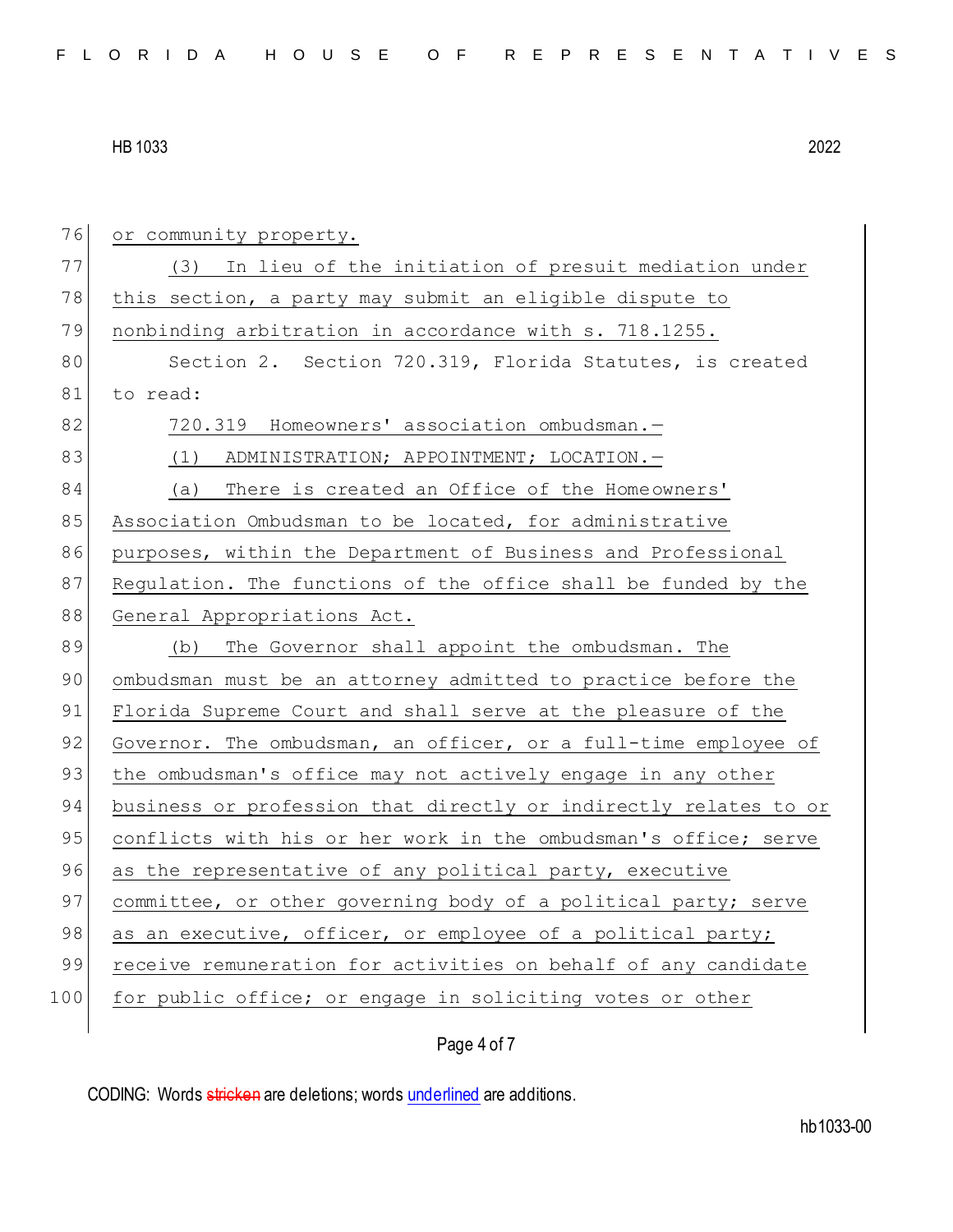or community property.

(3) In lieu of the initiation of presuit mediation under this section, a party may submit an eligible dispute to nonbinding arbitration in accordance with s. 718.1255.

Section 2. Section 720.319, Florida Statutes, is created to read:

720.319 Homeowners' association ombudsman.—

(1) ADMINISTRATION; APPOINTMENT; LOCATION.—

(a) There is created an Office of the Homeowners' Association Ombudsman to be located, for administrative purposes, within the Department of Business and Professional Regulation. The functions of the office shall be funded by the General Appropriations Act.

(b) The Governor shall appoint the ombudsman. The ombudsman must be an attorney admitted to practice before the Florida Supreme Court and shall serve at the pleasure of the Governor. The ombudsman, an officer, or a full-time employee of the ombudsman's office may not actively engage in any other business or profession that directly or indirectly relates to or conflicts with his or her work in the ombudsman's office; serve as the representative of any political party, executive committee, or other governing body of a political party; serve as an executive, officer, or employee of a political party; receive remuneration for activities on behalf of any candidate for public office; or engage in soliciting votes or other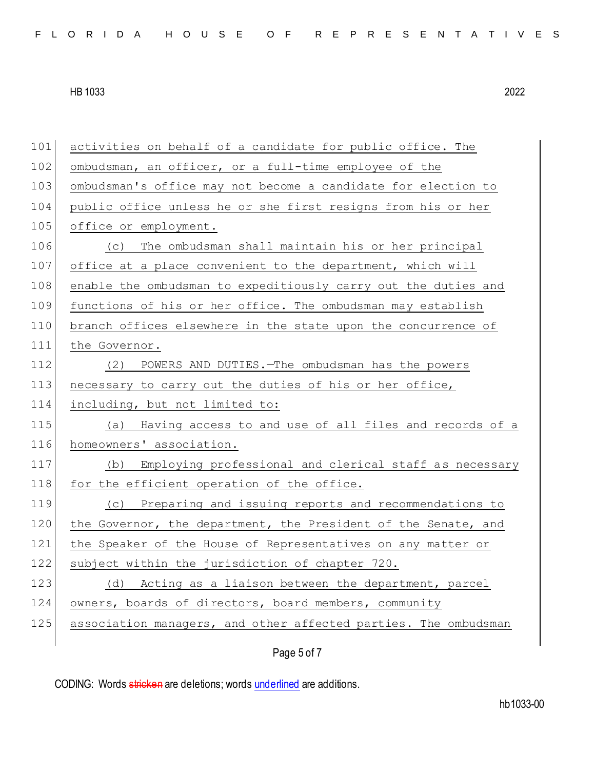activities on behalf of a candidate for public office. The ombudsman, an officer, or a full-time employee of the ombudsman's office may not become a candidate for election to public office unless he or she first resigns from his or her office or employment.

(c) The ombudsman shall maintain his or her principal office at a place convenient to the department, which will enable the ombudsman to expeditiously carry out the duties and functions of his or her office. The ombudsman may establish branch offices elsewhere in the state upon the concurrence of the Governor.

(2) POWERS AND DUTIES.—The ombudsman has the powers necessary to carry out the duties of his or her office, including, but not limited to:

(a) Having access to and use of all files and records of a homeowners' association.

(b) Employing professional and clerical staff as necessary for the efficient operation of the office.

(c) Preparing and issuing reports and recommendations to the Governor, the department, the President of the Senate, and the Speaker of the House of Representatives on any matter or subject within the jurisdiction of chapter 720.

(d) Acting as a liaison between the department, parcel owners, boards of directors, board members, community association managers, and other affected parties. The ombudsman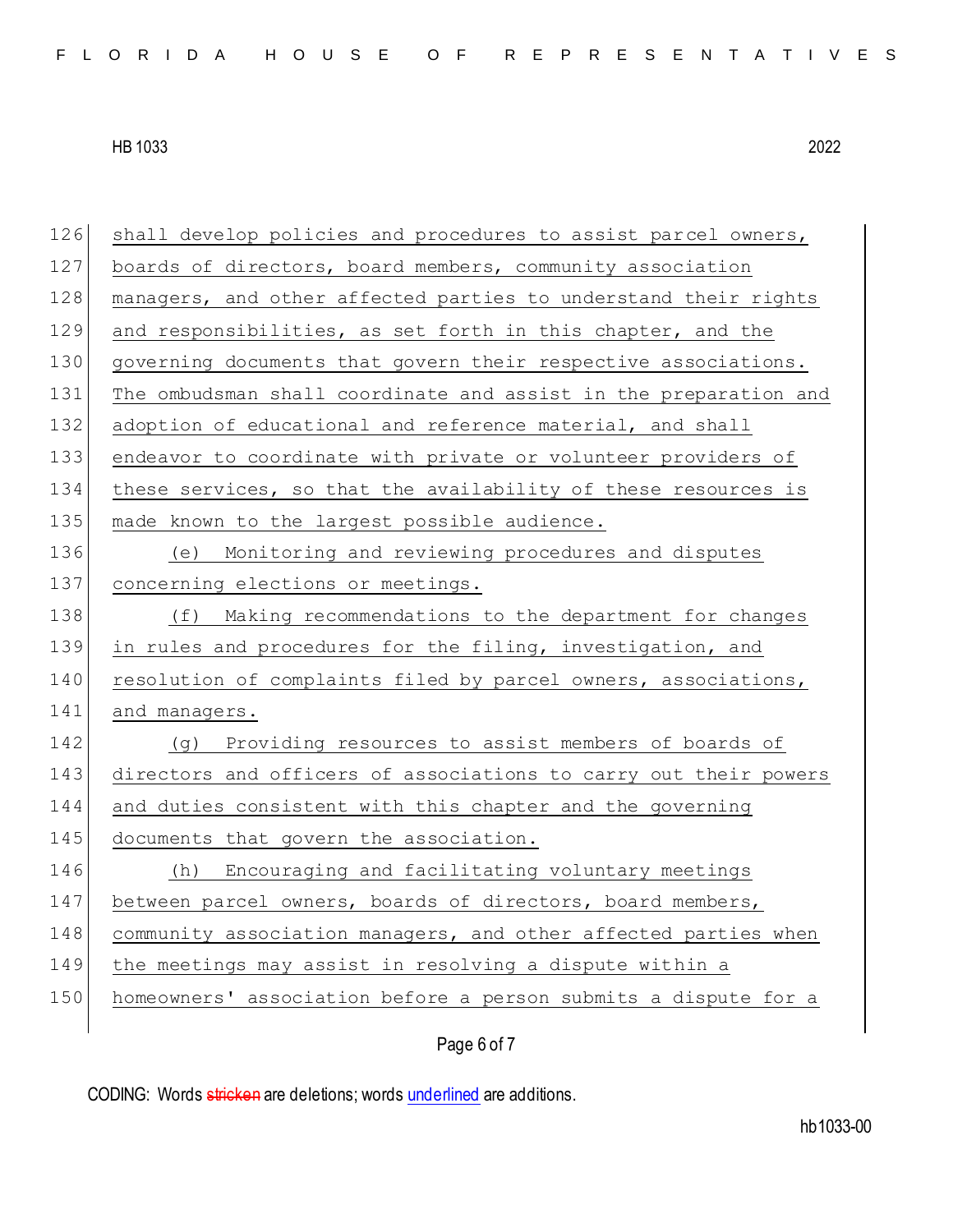shall develop policies and procedures to assist parcel owners, boards of directors, board members, community association managers, and other affected parties to understand their rights and responsibilities, as set forth in this chapter, and the governing documents that govern their respective associations. The ombudsman shall coordinate and assist in the preparation and adoption of educational and reference material, and shall endeavor to coordinate with private or volunteer providers of these services, so that the availability of these resources is made known to the largest possible audience.

(e) Monitoring and reviewing procedures and disputes concerning elections or meetings.

(f) Making recommendations to the department for changes in rules and procedures for the filing, investigation, and resolution of complaints filed by parcel owners, associations, and managers.

(g) Providing resources to assist members of boards of directors and officers of associations to carry out their powers and duties consistent with this chapter and the governing documents that govern the association.

(h) Encouraging and facilitating voluntary meetings between parcel owners, boards of directors, board members, community association managers, and other affected parties when the meetings may assist in resolving a dispute within a homeowners' association before a person submits a dispute for a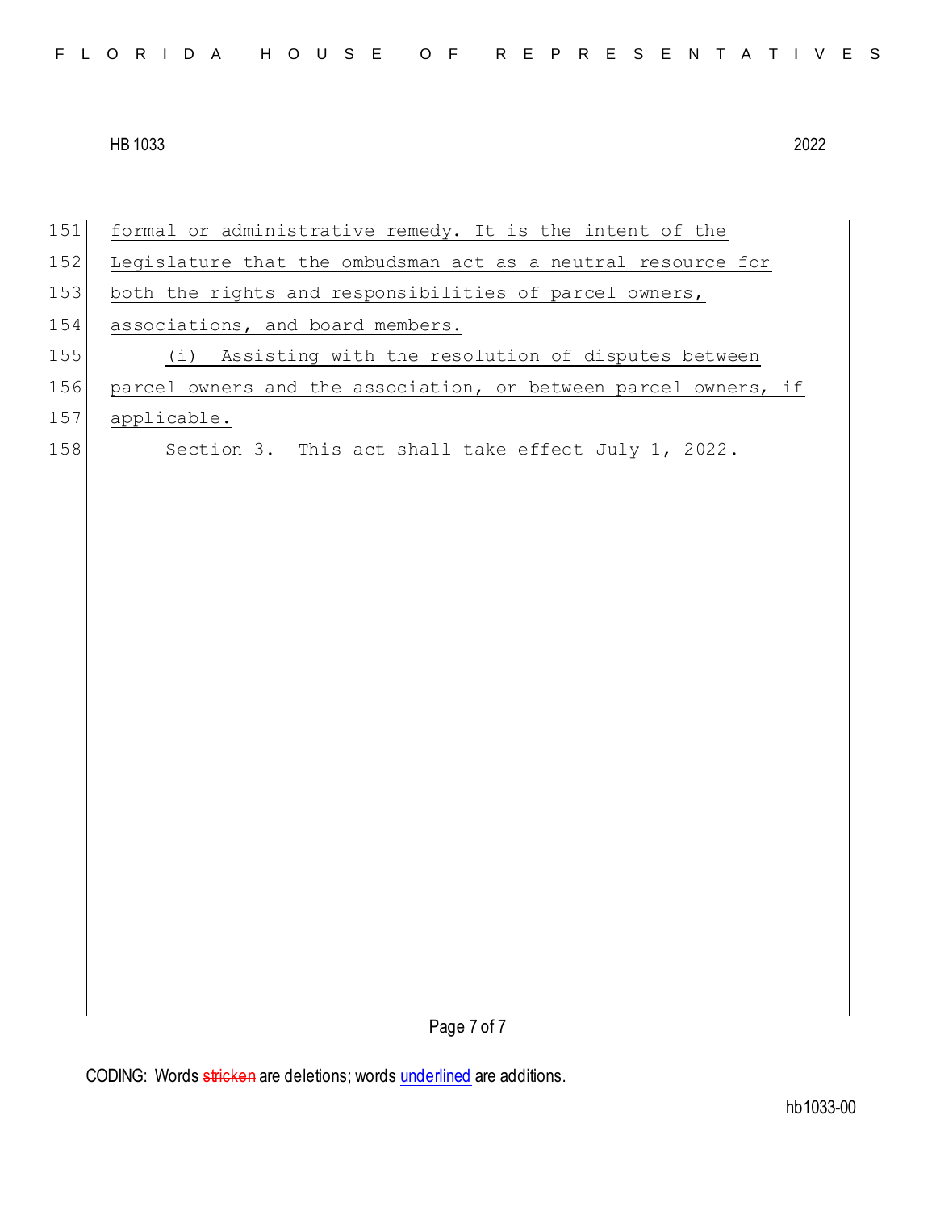formal or administrative remedy. It is the intent of the Legislature that the ombudsman act as a neutral resource for both the rights and responsibilities of parcel owners, associations, and board members.

(i) Assisting with the resolution of disputes between parcel owners and the association, or between parcel owners, if applicable.

Section 3. This act shall take effect July 1, 2022.

CODING: Words stricken are deletions; words underlined are additions.